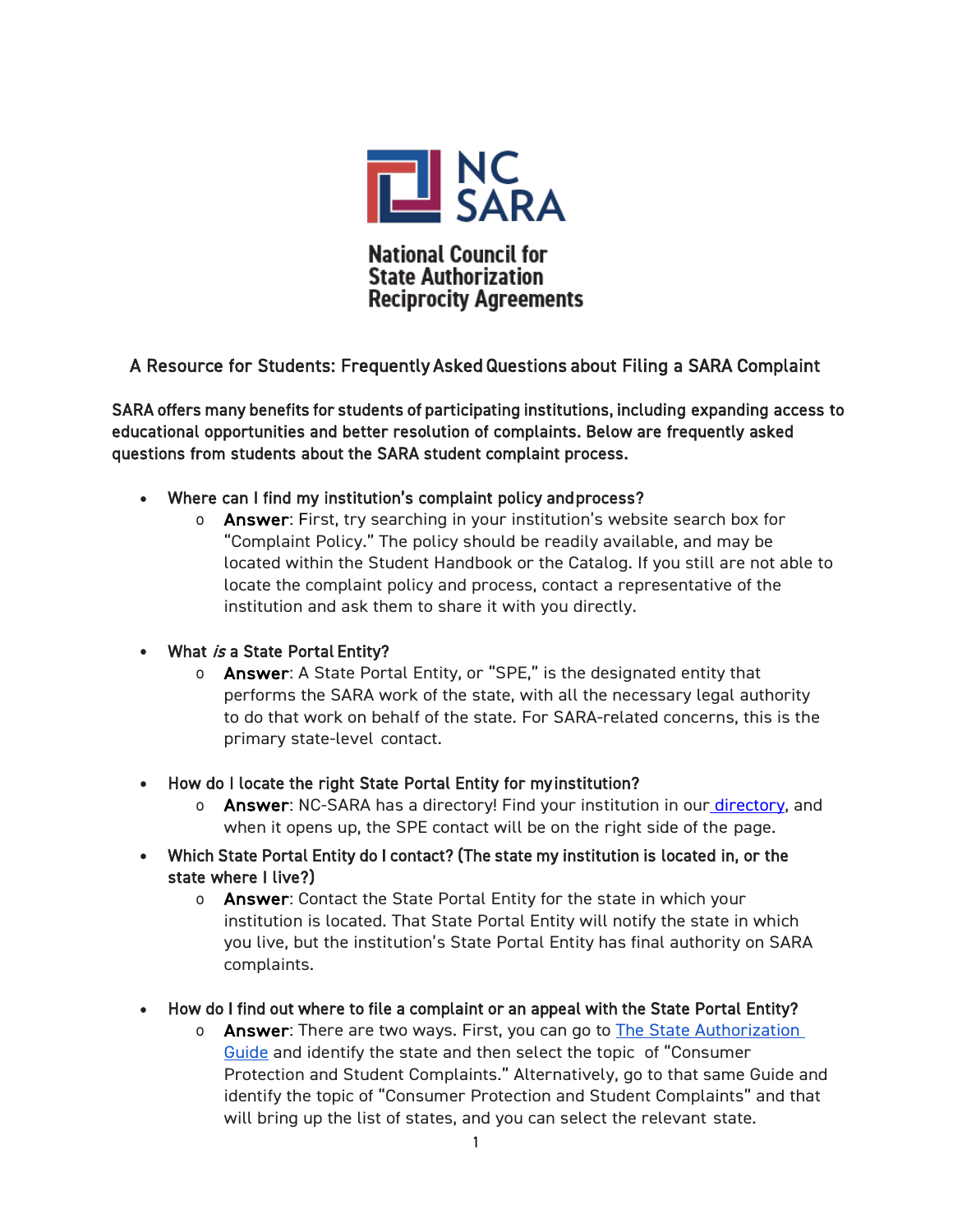NC SARA

National Council for State Authorization Reciprocity Agreements

## A Resource for Students: Frequently Asked Questions about Filing a SARA Complaint

**SARA offers many benefits for students of participating institutions, including expanding access to educational opportunities and better resolution of complaints. Below are frequently asked questions from students about the SARA student complaint process.**

- Where can I find my institution's complaint policy and process?
  - **Answer**: First, try searching in your institution's website search box for "Complaint Policy." The policy should be readily available, and may be located within the Student Handbook or the Catalog. If you still are not able to locate the complaint policy and process, contact a representative of the institution and ask them to share it with you directly.

- What *is* a State Portal Entity?
  - **Answer**: A State Portal Entity, or "SPE," is the designated entity that performs the SARA work of the state, with all the necessary legal authority to do that work on behalf of the state. For SARA-related concerns, this is the primary state-level contact.

- How do I locate the right State Portal Entity for my institution?
  - **Answer**: NC-SARA has a directory! Find your institution in our directory, and when it opens up, the SPE contact will be on the right side of the page.

- Which State Portal Entity do I contact? (The state my institution is located in, or the state where I live?)
  - **Answer**: Contact the State Portal Entity for the state in which your institution is located. That State Portal Entity will notify the state in which you live, but the institution's State Portal Entity has final authority on SARA complaints.

- How do I find out where to file a complaint or an appeal with the State Portal Entity?
  - **Answer**: There are two ways. First, you can go to The State Authorization Guide and identify the state and then select the topic of "Consumer Protection and Student Complaints." Alternatively, go to that same Guide and identify the topic of "Consumer Protection and Student Complaints" and that will bring up the list of states, and you can select the relevant state.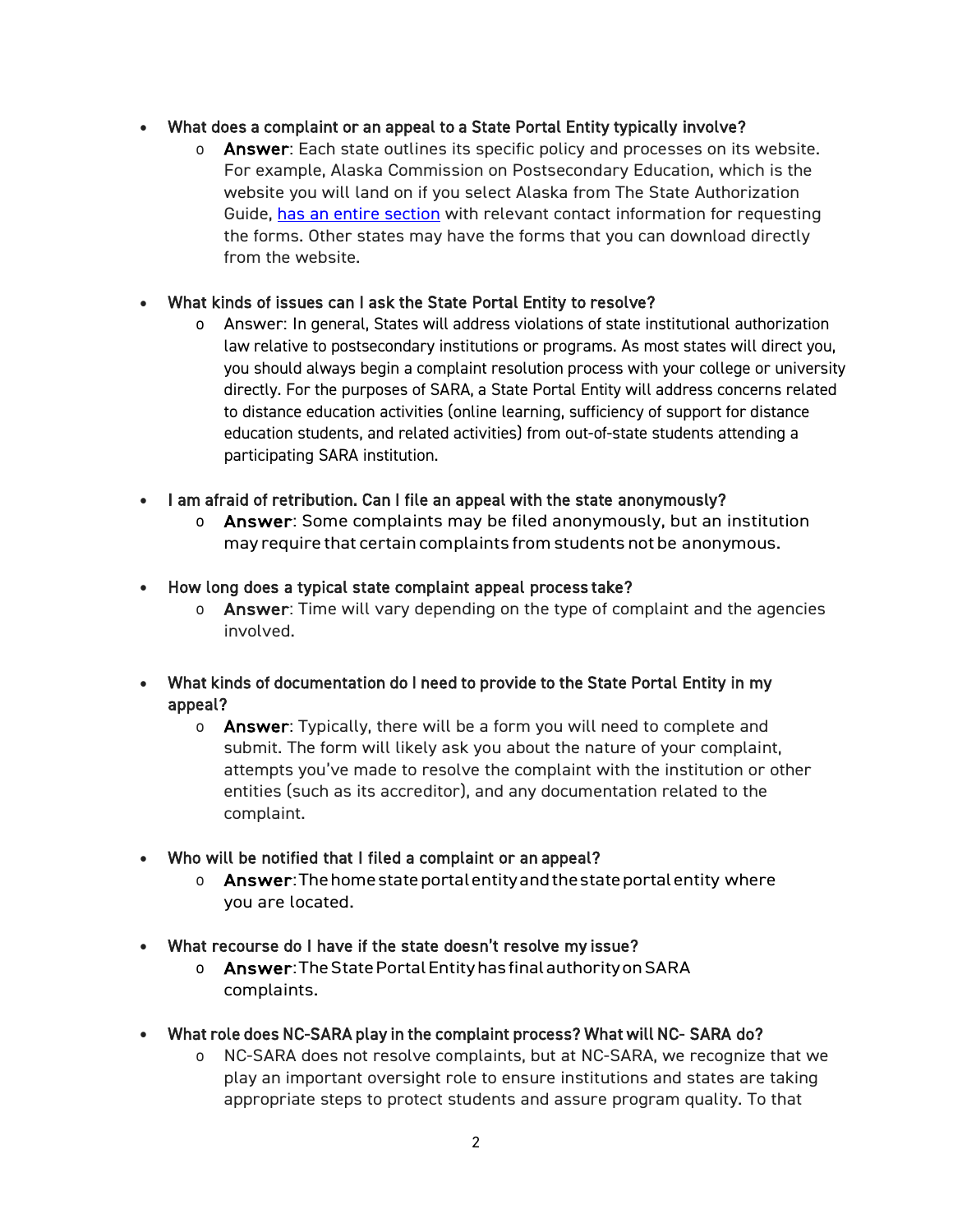- **What does a complaint or an appeal to a State Portal Entity typically involve?**
  - **Answer**: Each state outlines its specific policy and processes on its website. For example, Alaska Commission on Postsecondary Education, which is the website you will land on if you select Alaska from The State Authorization Guide, has an entire section with relevant contact information for requesting the forms. Other states may have the forms that you can download directly from the website.

- **What kinds of issues can I ask the State Portal Entity to resolve?**
  - Answer: In general, States will address violations of state institutional authorization law relative to postsecondary institutions or programs. As most states will direct you, you should always begin a complaint resolution process with your college or university directly. For the purposes of SARA, a State Portal Entity will address concerns related to distance education activities (online learning, sufficiency of support for distance education students, and related activities) from out-of-state students attending a participating SARA institution.

- **I am afraid of retribution. Can I file an appeal with the state anonymously?**
  - **Answer**: Some complaints may be filed anonymously, but an institution may require that certain complaints from students not be anonymous.

- **How long does a typical state complaint appeal process take?**
  - **Answer**: Time will vary depending on the type of complaint and the agencies involved.

- **What kinds of documentation do I need to provide to the State Portal Entity in my appeal?**
  - **Answer**: Typically, there will be a form you will need to complete and submit. The form will likely ask you about the nature of your complaint, attempts you've made to resolve the complaint with the institution or other entities (such as its accreditor), and any documentation related to the complaint.

- **Who will be notified that I filed a complaint or an appeal?**
  - **Answer**: The home state portal entity and the state portal entity where you are located.

- **What recourse do I have if the state doesn't resolve my issue?**
  - **Answer**: The State Portal Entity has final authority on SARA complaints.

- **What role does NC-SARA play in the complaint process? What will NC- SARA do?**
  - NC-SARA does not resolve complaints, but at NC-SARA, we recognize that we play an important oversight role to ensure institutions and states are taking appropriate steps to protect students and assure program quality. To that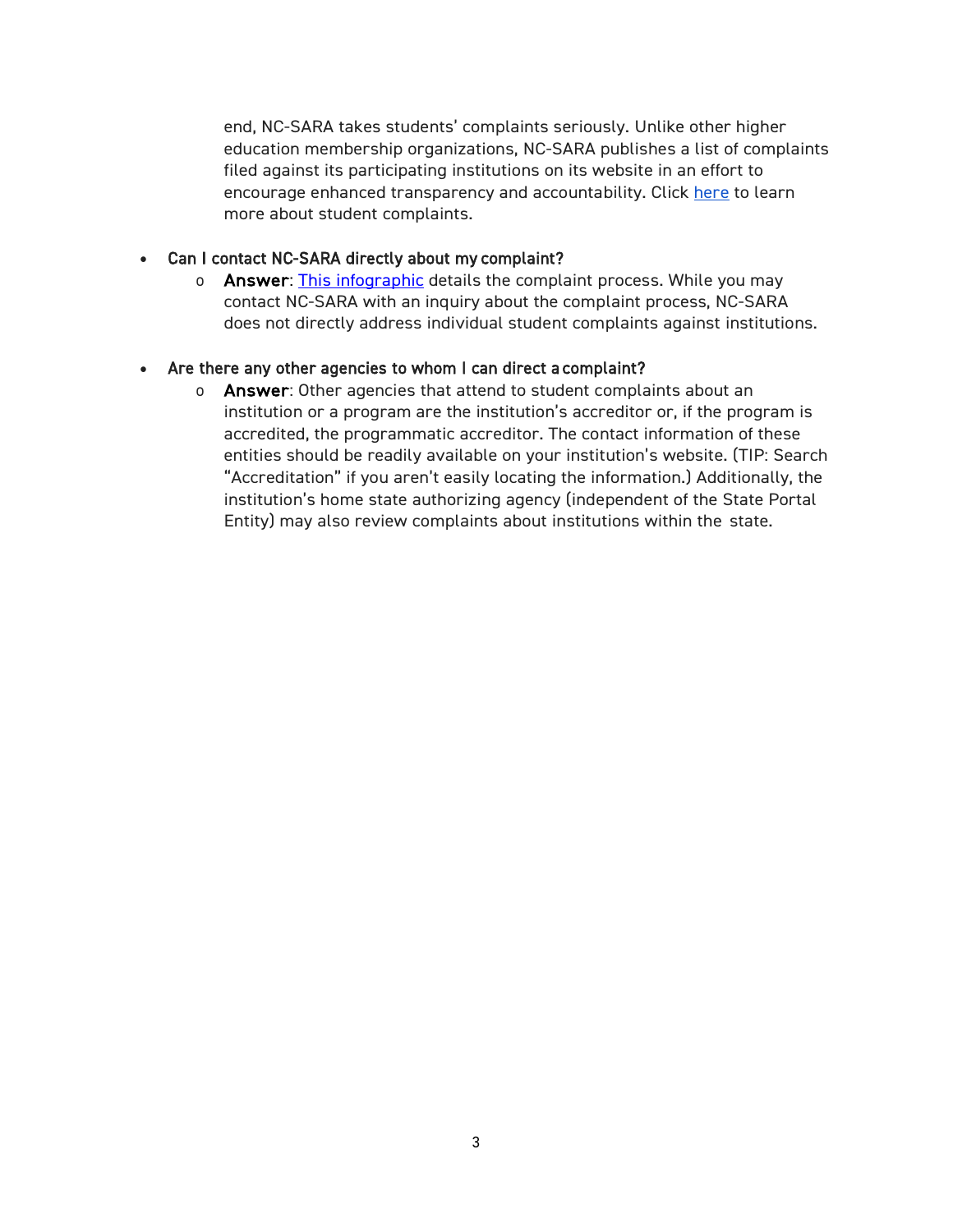end, NC-SARA takes students' complaints seriously. Unlike other higher education membership organizations, NC-SARA publishes a list of complaints filed against its participating institutions on its website in an effort to encourage enhanced transparency and accountability. Click here to learn more about student complaints.

- Can I contact NC-SARA directly about my complaint?
  - **Answer**: This infographic details the complaint process. While you may contact NC-SARA with an inquiry about the complaint process, NC-SARA does not directly address individual student complaints against institutions.

- Are there any other agencies to whom I can direct a complaint?
  - **Answer**: Other agencies that attend to student complaints about an institution or a program are the institution's accreditor or, if the program is accredited, the programmatic accreditor. The contact information of these entities should be readily available on your institution's website. (TIP: Search "Accreditation" if you aren't easily locating the information.) Additionally, the institution's home state authorizing agency (independent of the State Portal Entity) may also review complaints about institutions within the state.